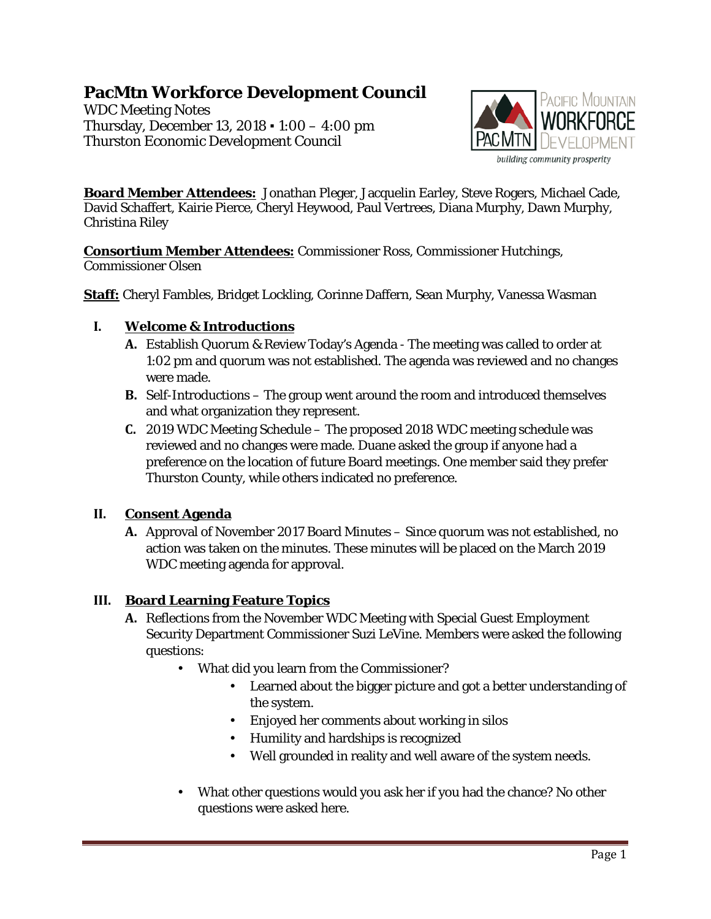# PacMtn Workforce Development Council

WDC Meeting Notes
Thursday, December 13, 2018 ▪ 1:00 – 4:00 pm
Thurston Economic Development Council

**Board Member Attendees:** Jonathan Pleger, Jacquelin Earley, Steve Rogers, Michael Cade, David Schaffert, Kairie Pierce, Cheryl Heywood, Paul Vertrees, Diana Murphy, Dawn Murphy, Christina Riley

**Consortium Member Attendees:** Commissioner Ross, Commissioner Hutchings, Commissioner Olsen

**Staff:** Cheryl Fambles, Bridget Lockling, Corinne Daffern, Sean Murphy, Vanessa Wasman

## I. Welcome & Introductions

- **A.** Establish Quorum & Review Today's Agenda - The meeting was called to order at 1:02 pm and quorum was not established. The agenda was reviewed and no changes were made.
- **B.** Self-Introductions – The group went around the room and introduced themselves and what organization they represent.
- **C.** 2019 WDC Meeting Schedule – The proposed 2018 WDC meeting schedule was reviewed and no changes were made. Duane asked the group if anyone had a preference on the location of future Board meetings. One member said they prefer Thurston County, while others indicated no preference.

## II. Consent Agenda

- **A.** Approval of November 2017 Board Minutes – Since quorum was not established, no action was taken on the minutes. These minutes will be placed on the March 2019 WDC meeting agenda for approval.

## III. Board Learning Feature Topics

- **A.** Reflections from the November WDC Meeting with Special Guest Employment Security Department Commissioner Suzi LeVine. Members were asked the following questions:
  - What did you learn from the Commissioner?
    - Learned about the bigger picture and got a better understanding of the system.
    - Enjoyed her comments about working in silos
    - Humility and hardships is recognized
    - Well grounded in reality and well aware of the system needs.
  - What other questions would you ask her if you had the chance? No other questions were asked here.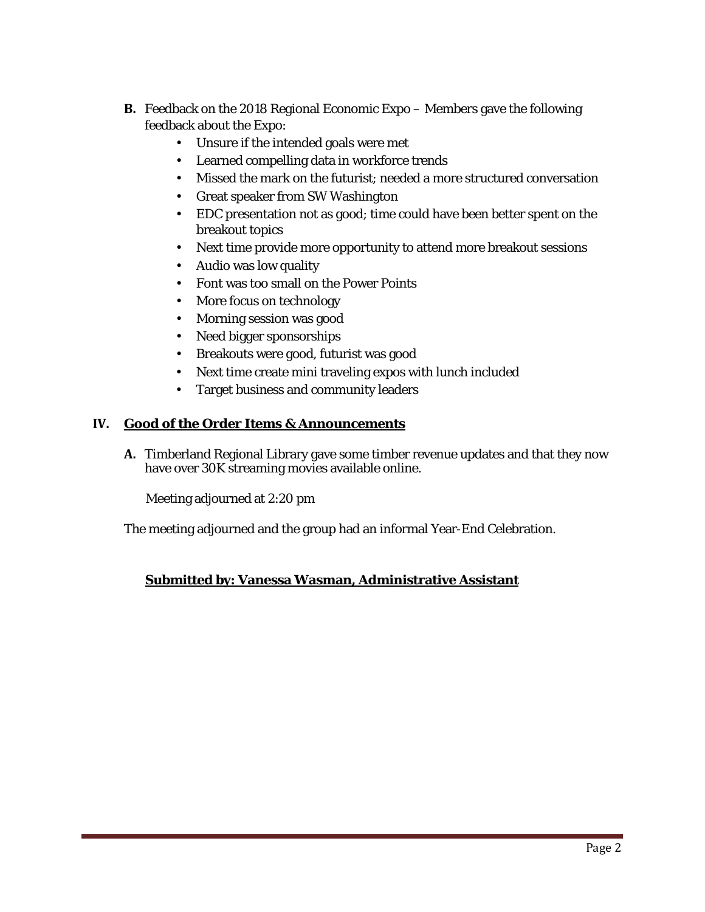**B.** Feedback on the 2018 Regional Economic Expo – Members gave the following feedback about the Expo:

- Unsure if the intended goals were met
- Learned compelling data in workforce trends
- Missed the mark on the futurist; needed a more structured conversation
- Great speaker from SW Washington
- EDC presentation not as good; time could have been better spent on the breakout topics
- Next time provide more opportunity to attend more breakout sessions
- Audio was low quality
- Font was too small on the Power Points
- More focus on technology
- Morning session was good
- Need bigger sponsorships
- Breakouts were good, futurist was good
- Next time create mini traveling expos with lunch included
- Target business and community leaders

## IV. Good of the Order Items & Announcements

**A.** Timberland Regional Library gave some timber revenue updates and that they now have over 30K streaming movies available online.

Meeting adjourned at 2:20 pm

The meeting adjourned and the group had an informal Year-End Celebration.

**Submitted by: Vanessa Wasman, Administrative Assistant**